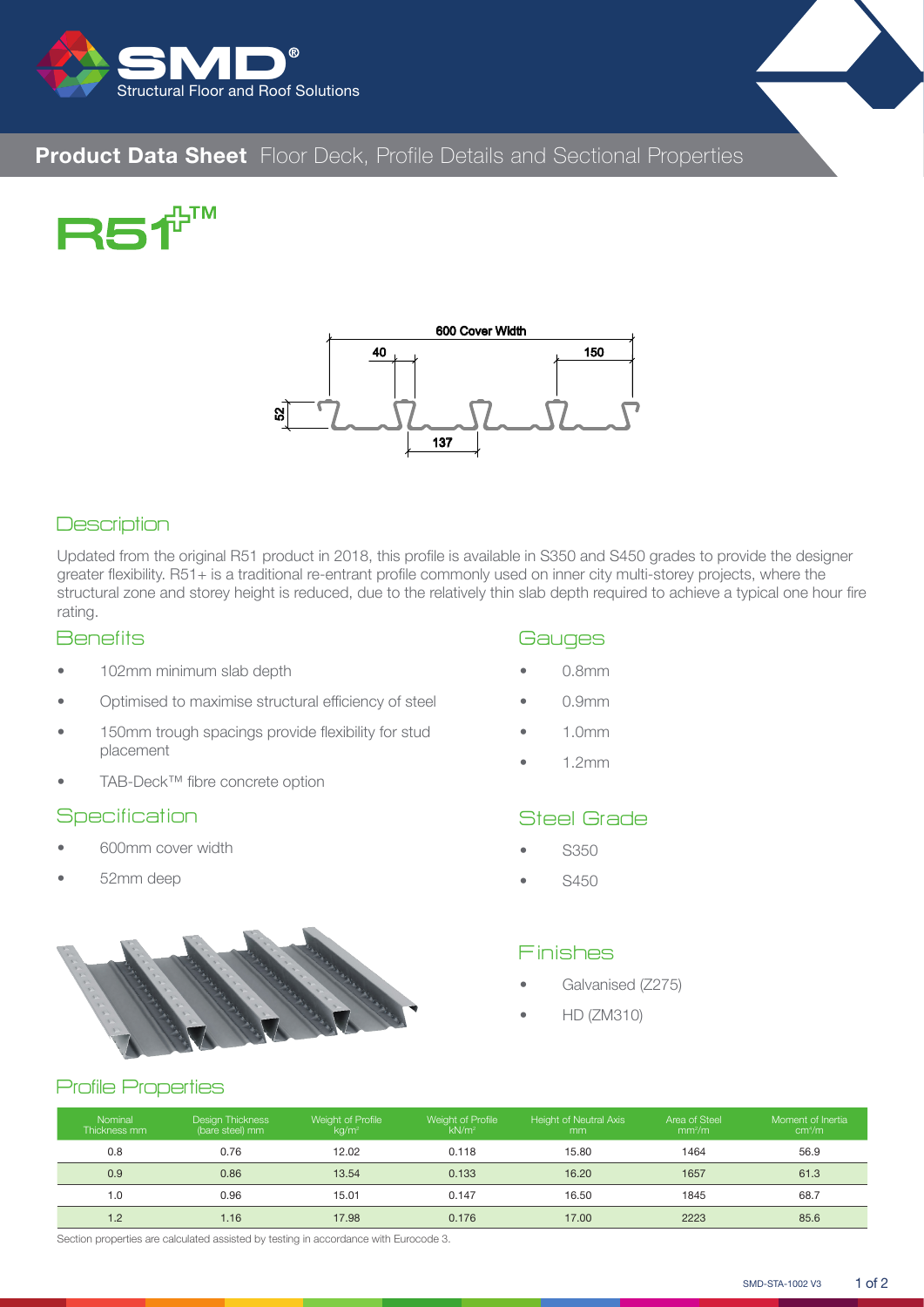# Product Data Sheet Floor Deck, Profile Details and Sectional Properties

# R51+™

600 Cover Width

40

150

52

137

## Description

Updated from the original R51 product in 2018, this profile is available in S350 and S450 grades to provide the designer greater flexibility. R51+ is a traditional re-entrant profile commonly used on inner city multi-storey projects, where the structural zone and storey height is reduced, due to the relatively thin slab depth required to achieve a typical one hour fire rating.

## Benefits

- 102mm minimum slab depth
- Optimised to maximise structural efficiency of steel
- 150mm trough spacings provide flexibility for stud placement
- TAB-Deck™ fibre concrete option

## Specification

- 600mm cover width
- 52mm deep

## Gauges

- 0.8mm
- 0.9mm
- 1.0mm
- 1.2mm

## Steel Grade

- S350
- S450

## Finishes

- Galvanised (Z275)
- HD (ZM310)

## Profile Properties

| Nominal Thickness mm | Design Thickness (bare steel) mm | Weight of Profile kg/m² | Weight of Profile kN/m² | Height of Neutral Axis mm | Area of Steel mm²/m | Moment of Inertia cm⁴/m |
|---|---|---|---|---|---|---|
| 0.8 | 0.76 | 12.02 | 0.118 | 15.80 | 1464 | 56.9 |
| 0.9 | 0.86 | 13.54 | 0.133 | 16.20 | 1657 | 61.3 |
| 1.0 | 0.96 | 15.01 | 0.147 | 16.50 | 1845 | 68.7 |
| 1.2 | 1.16 | 17.98 | 0.176 | 17.00 | 2223 | 85.6 |

Section properties are calculated assisted by testing in accordance with Eurocode 3.

SMD-STA-1002 V3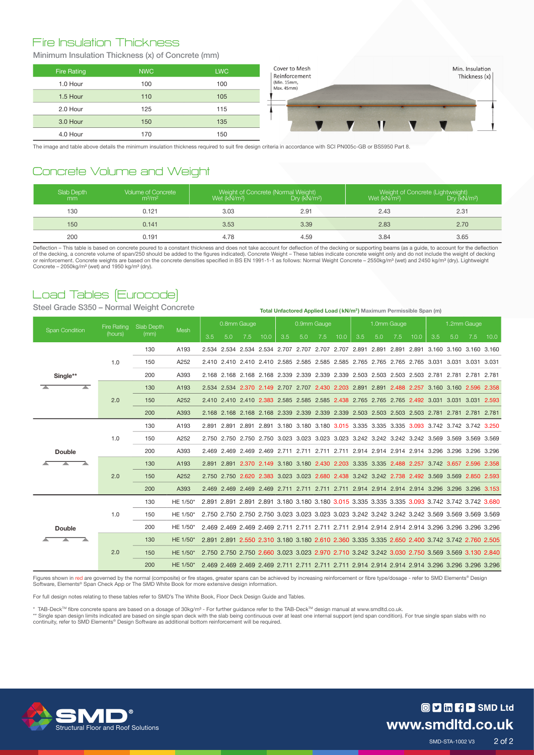## Fire Insulation Thickness

Minimum Insulation Thickness (x) of Concrete (mm)

| Fire Rating | NWC | LWC |
|---|---|---|
| 1.0 Hour | 100 | 100 |
| 1.5 Hour | 110 | 105 |
| 2.0 Hour | 125 | 115 |
| 3.0 Hour | 150 | 135 |
| 4.0 Hour | 170 | 150 |

Cover to Mesh Reinforcement (Min. 15mm, Max. 45mm)

Min. Insulation Thickness (x)

The image and table above details the minimum insulation thickness required to suit fire design criteria in accordance with SCI PN005c-GB or BS5950 Part 8.

## Concrete Volume and Weight

| Slab Depth mm | Volume of Concrete $m^3/m^2$ | Weight of Concrete (Normal Weight) Wet ($kN/m^2$) | Dry ($kN/m^2$) | Weight of Concrete (Lightweight) Wet ($kN/m^2$) | Dry ($kN/m^2$) |
|---|---|---|---|---|---|
| 130 | 0.121 | 3.03 | 2.91 | 2.43 | 2.31 |
| 150 | 0.141 | 3.53 | 3.39 | 2.83 | 2.70 |
| 200 | 0.191 | 4.78 | 4.59 | 3.84 | 3.65 |

Deflection – This table is based on concrete poured to a constant thickness and does not take account for deflection of the decking or supporting beams (as a guide, to account for the deflection of the decking, a concrete volume of span/250 should be added to the figures indicated). Concrete Weight – These tables indicate concrete weight only and do not include the weight of decking or reinforcement. Concrete weights are based on the concrete densities specified in BS EN 1991-1-1 as follows: Normal Weight Concrete – 2550kg/m³ (wet) and 2450 kg/m³ (dry). Lightweight Concrete – 2050kg/m³ (wet) and 1950 kg/m³ (dry).

## Load Tables (Eurocode)

Steel Grade S350 – Normal Weight Concrete

**Total Unfactored Applied Load ($kN/m^2$) Maximum Permissible Span (m)**

| Span Condition | Fire Rating (hours) | Slab Depth (mm) | Mesh | 0.8mm Gauge | | | | 0.9mm Gauge | | | | 1.0mm Gauge | | | | 1.2mm Gauge | | | |
|---|---|---|---|---|---|---|---|---|---|---|---|---|---|---|---|---|---|---|---|
| | | | | 3.5 | 5.0 | 7.5 | 10.0 | 3.5 | 5.0 | 7.5 | 10.0 | 3.5 | 5.0 | 7.5 | 10.0 | 3.5 | 5.0 | 7.5 | 10.0 |
| Single** | 1.0 | 130 | A193 | 2.534 | 2.534 | 2.534 | 2.534 | 2.707 | 2.707 | 2.707 | 2.707 | 2.891 | 2.891 | 2.891 | 2.891 | 3.160 | 3.160 | 3.160 | 3.160 |
| | | 150 | A252 | 2.410 | 2.410 | 2.410 | 2.410 | 2.585 | 2.585 | 2.585 | 2.585 | 2.765 | 2.765 | 2.765 | 2.765 | 3.031 | 3.031 | 3.031 | 3.031 |
| | | 200 | A393 | 2.168 | 2.168 | 2.168 | 2.168 | 2.339 | 2.339 | 2.339 | 2.339 | 2.503 | 2.503 | 2.503 | 2.503 | 2.781 | 2.781 | 2.781 | 2.781 |
| | 2.0 | 130 | A193 | 2.534 | 2.534 | 2.370 | 2.149 | 2.707 | 2.707 | 2.430 | 2.203 | 2.891 | 2.891 | 2.488 | 2.257 | 3.160 | 3.160 | 2.596 | 2.358 |
| | | 150 | A252 | 2.410 | 2.410 | 2.410 | 2.383 | 2.585 | 2.585 | 2.585 | 2.438 | 2.765 | 2.765 | 2.765 | 2.492 | 3.031 | 3.031 | 3.031 | 2.593 |
| | | 200 | A393 | 2.168 | 2.168 | 2.168 | 2.168 | 2.339 | 2.339 | 2.339 | 2.339 | 2.503 | 2.503 | 2.503 | 2.503 | 2.781 | 2.781 | 2.781 | 2.781 |
| Double | 1.0 | 130 | A193 | 2.891 | 2.891 | 2.891 | 2.891 | 3.180 | 3.180 | 3.180 | 3.015 | 3.335 | 3.335 | 3.335 | 3.093 | 3.742 | 3.742 | 3.742 | 3.250 |
| | | 150 | A252 | 2.750 | 2.750 | 2.750 | 2.750 | 3.023 | 3.023 | 3.023 | 3.023 | 3.242 | 3.242 | 3.242 | 3.242 | 3.569 | 3.569 | 3.569 | 3.569 |
| | | 200 | A393 | 2.469 | 2.469 | 2.469 | 2.469 | 2.711 | 2.711 | 2.711 | 2.711 | 2.914 | 2.914 | 2.914 | 2.914 | 3.296 | 3.296 | 3.296 | 3.296 |
| | 2.0 | 130 | A193 | 2.891 | 2.891 | 2.370 | 2.149 | 3.180 | 3.180 | 2.430 | 2.203 | 3.335 | 3.335 | 2.488 | 2.257 | 3.742 | 3.657 | 2.596 | 2.358 |
| | | 150 | A252 | 2.750 | 2.750 | 2.620 | 2.383 | 3.023 | 3.023 | 2.680 | 2.438 | 3.242 | 3.242 | 2.738 | 2.492 | 3.569 | 3.569 | 2.850 | 2.593 |
| | | 200 | A393 | 2.469 | 2.469 | 2.469 | 2.469 | 2.711 | 2.711 | 2.711 | 2.711 | 2.914 | 2.914 | 2.914 | 2.914 | 3.296 | 3.296 | 3.296 | 3.153 |
| Double | 1.0 | 130 | HE 1/50* | 2.891 | 2.891 | 2.891 | 2.891 | 3.180 | 3.180 | 3.180 | 3.015 | 3.335 | 3.335 | 3.335 | 3.093 | 3.742 | 3.742 | 3.742 | 3.680 |
| | | 150 | HE 1/50* | 2.750 | 2.750 | 2.750 | 2.750 | 3.023 | 3.023 | 3.023 | 3.023 | 3.242 | 3.242 | 3.242 | 3.242 | 3.569 | 3.569 | 3.569 | 3.569 |
| | | 200 | HE 1/50* | 2.469 | 2.469 | 2.469 | 2.469 | 2.711 | 2.711 | 2.711 | 2.711 | 2.914 | 2.914 | 2.914 | 2.914 | 3.296 | 3.296 | 3.296 | 3.296 |
| | 2.0 | 130 | HE 1/50* | 2.891 | 2.891 | 2.550 | 2.310 | 3.180 | 3.180 | 2.610 | 2.360 | 3.335 | 3.335 | 2.650 | 2.400 | 3.742 | 3.742 | 2.760 | 2.505 |
| | | 150 | HE 1/50* | 2.750 | 2.750 | 2.750 | 2.660 | 3.023 | 3.023 | 2.970 | 2.710 | 3.242 | 3.242 | 3.030 | 2.750 | 3.569 | 3.569 | 3.130 | 2.840 |
| | | 200 | HE 1/50* | 2.469 | 2.469 | 2.469 | 2.469 | 2.711 | 2.711 | 2.711 | 2.711 | 2.914 | 2.914 | 2.914 | 2.914 | 3.296 | 3.296 | 3.296 | 3.296 |

Figures shown in red are governed by the normal (composite) or fire stages, greater spans can be achieved by increasing reinforcement or fibre type/dosage - refer to SMD Elements® Design Software, Elements® Span Check App or The SMD White Book for more extensive design information.

For full design notes relating to these tables refer to SMD's The White Book, Floor Deck Design Guide and Tables.

* TAB-Deck™ fibre concrete spans are based on a dosage of 30kg/m³ - For further guidance refer to the TAB-Deck™ design manual at www.smdltd.co.uk.

** Single span design limits indicated are based on single span deck with the slab being continuous over at least one internal support (end span condition). For true single span slabs with no continuity, refer to SMD Elements® Design Software as additional bottom reinforcement will be required.

SMD® Structural Floor and Roof Solutions

SMD Ltd

www.smdltd.co.uk

SMD-STA-1002 V3